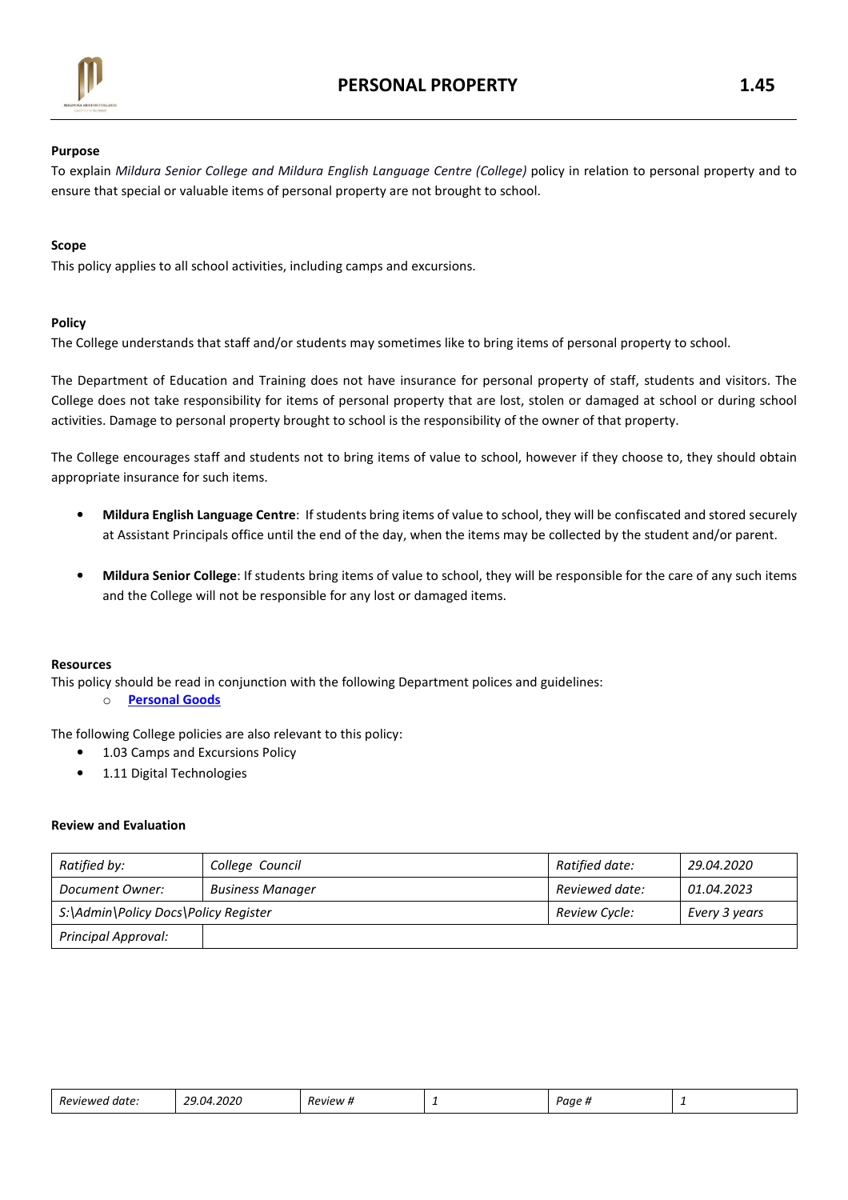# PERSONAL PROPERTY 1.45

**Purpose**

To explain *Mildura Senior College and Mildura English Language Centre (College)* policy in relation to personal property and to ensure that special or valuable items of personal property are not brought to school.

**Scope**

This policy applies to all school activities, including camps and excursions.

**Policy**

The College understands that staff and/or students may sometimes like to bring items of personal property to school.

The Department of Education and Training does not have insurance for personal property of staff, students and visitors. The College does not take responsibility for items of personal property that are lost, stolen or damaged at school or during school activities. Damage to personal property brought to school is the responsibility of the owner of that property.

The College encourages staff and students not to bring items of value to school, however if they choose to, they should obtain appropriate insurance for such items.

- **Mildura English Language Centre**: If students bring items of value to school, they will be confiscated and stored securely at Assistant Principals office until the end of the day, when the items may be collected by the student and/or parent.
- **Mildura Senior College**: If students bring items of value to school, they will be responsible for the care of any such items and the College will not be responsible for any lost or damaged items.

**Resources**

This policy should be read in conjunction with the following Department polices and guidelines:

- **Personal Goods**

The following College policies are also relevant to this policy:

- 1.03 Camps and Excursions Policy
- 1.11 Digital Technologies

**Review and Evaluation**

| *Ratified by:* | *College Council* | *Ratified date:* | *29.04.2020* |
|---|---|---|---|
| *Document Owner:* | *Business Manager* | *Reviewed date:* | *01.04.2023* |
| *S:\Admin\Policy Docs\Policy Register* | | *Review Cycle:* | *Every 3 years* |
| *Principal Approval:* | | | |

| *Reviewed date:* | *29.04.2020* | *Review #* | *1* | *Page #* | *1* |
|---|---|---|---|---|---|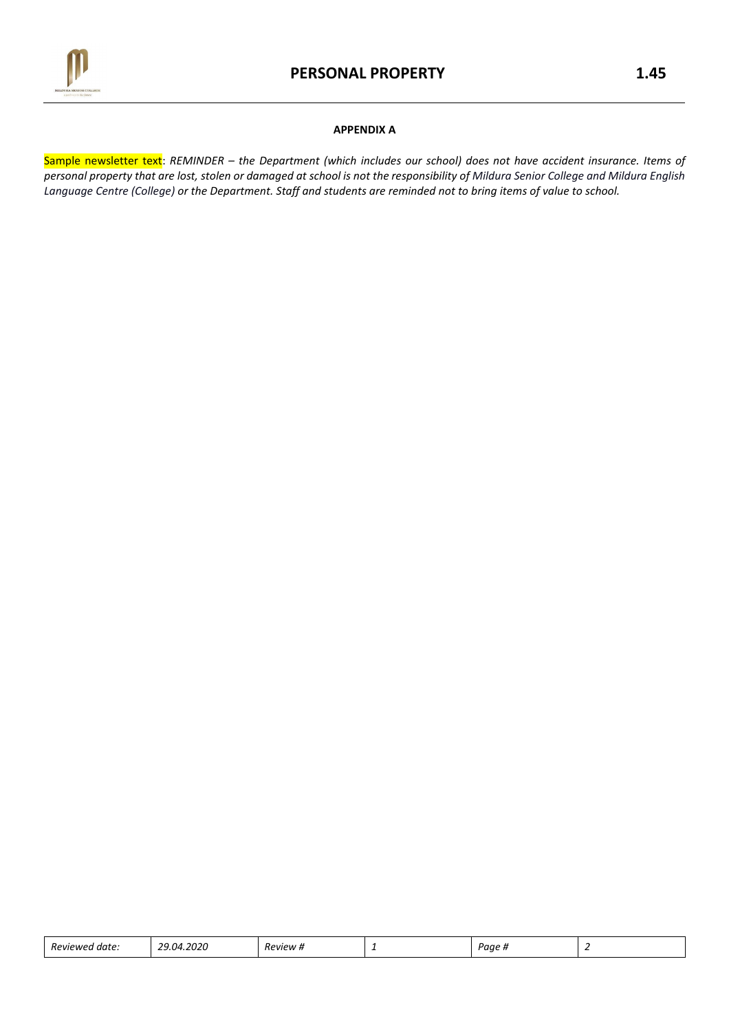**APPENDIX A**

Sample newsletter text: *REMINDER – the Department (which includes our school) does not have accident insurance. Items of personal property that are lost, stolen or damaged at school is not the responsibility of Mildura Senior College and Mildura English Language Centre (College) or the Department. Staff and students are reminded not to bring items of value to school.*